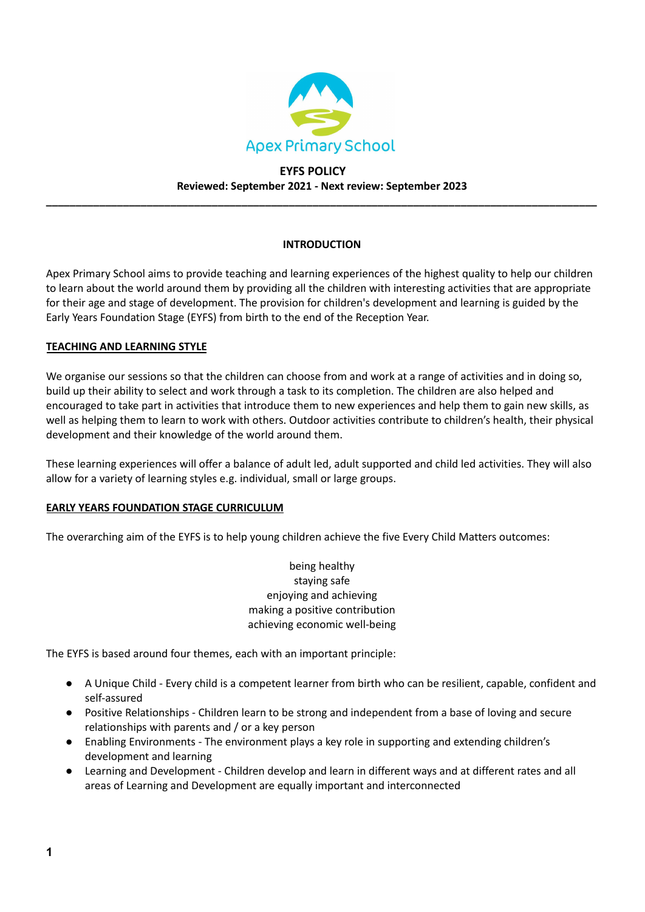Apex Primary School

# EYFS POLICY

**Reviewed: September 2021 - Next review: September 2023**

---

## INTRODUCTION

Apex Primary School aims to provide teaching and learning experiences of the highest quality to help our children to learn about the world around them by providing all the children with interesting activities that are appropriate for their age and stage of development. The provision for children's development and learning is guided by the Early Years Foundation Stage (EYFS) from birth to the end of the Reception Year.

## TEACHING AND LEARNING STYLE

We organise our sessions so that the children can choose from and work at a range of activities and in doing so, build up their ability to select and work through a task to its completion. The children are also helped and encouraged to take part in activities that introduce them to new experiences and help them to gain new skills, as well as helping them to learn to work with others. Outdoor activities contribute to children's health, their physical development and their knowledge of the world around them.

These learning experiences will offer a balance of adult led, adult supported and child led activities. They will also allow for a variety of learning styles e.g. individual, small or large groups.

## EARLY YEARS FOUNDATION STAGE CURRICULUM

The overarching aim of the EYFS is to help young children achieve the five Every Child Matters outcomes:

being healthy
staying safe
enjoying and achieving
making a positive contribution
achieving economic well-being

The EYFS is based around four themes, each with an important principle:

- A Unique Child - Every child is a competent learner from birth who can be resilient, capable, confident and self-assured
- Positive Relationships - Children learn to be strong and independent from a base of loving and secure relationships with parents and / or a key person
- Enabling Environments - The environment plays a key role in supporting and extending children's development and learning
- Learning and Development - Children develop and learn in different ways and at different rates and all areas of Learning and Development are equally important and interconnected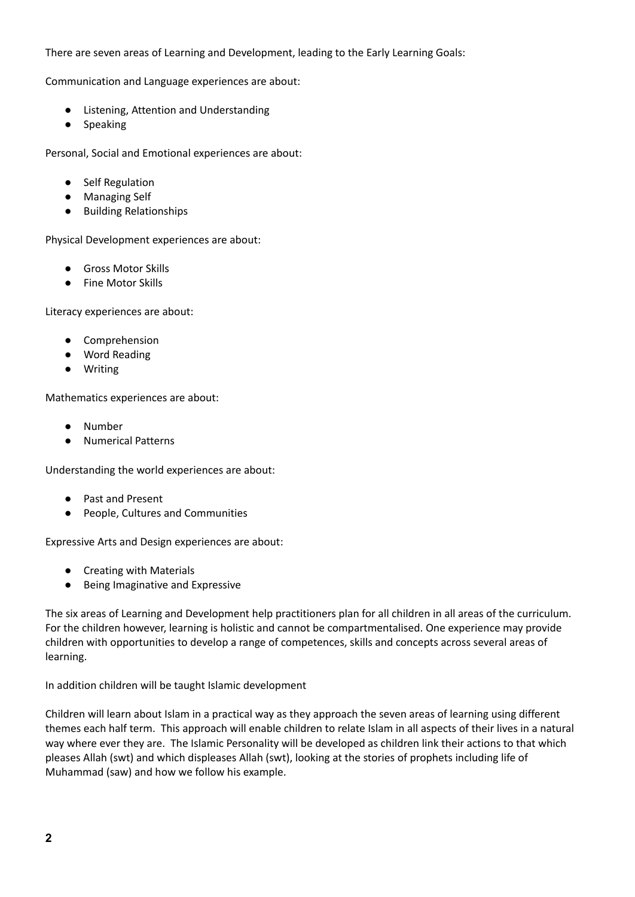There are seven areas of Learning and Development, leading to the Early Learning Goals:

Communication and Language experiences are about:

- Listening, Attention and Understanding
- Speaking

Personal, Social and Emotional experiences are about:

- Self Regulation
- Managing Self
- Building Relationships

Physical Development experiences are about:

- Gross Motor Skills
- Fine Motor Skills

Literacy experiences are about:

- Comprehension
- Word Reading
- Writing

Mathematics experiences are about:

- Number
- Numerical Patterns

Understanding the world experiences are about:

- Past and Present
- People, Cultures and Communities

Expressive Arts and Design experiences are about:

- Creating with Materials
- Being Imaginative and Expressive

The six areas of Learning and Development help practitioners plan for all children in all areas of the curriculum. For the children however, learning is holistic and cannot be compartmentalised. One experience may provide children with opportunities to develop a range of competences, skills and concepts across several areas of learning.

In addition children will be taught Islamic development

Children will learn about Islam in a practical way as they approach the seven areas of learning using different themes each half term. This approach will enable children to relate Islam in all aspects of their lives in a natural way where ever they are. The Islamic Personality will be developed as children link their actions to that which pleases Allah (swt) and which displeases Allah (swt), looking at the stories of prophets including life of Muhammad (saw) and how we follow his example.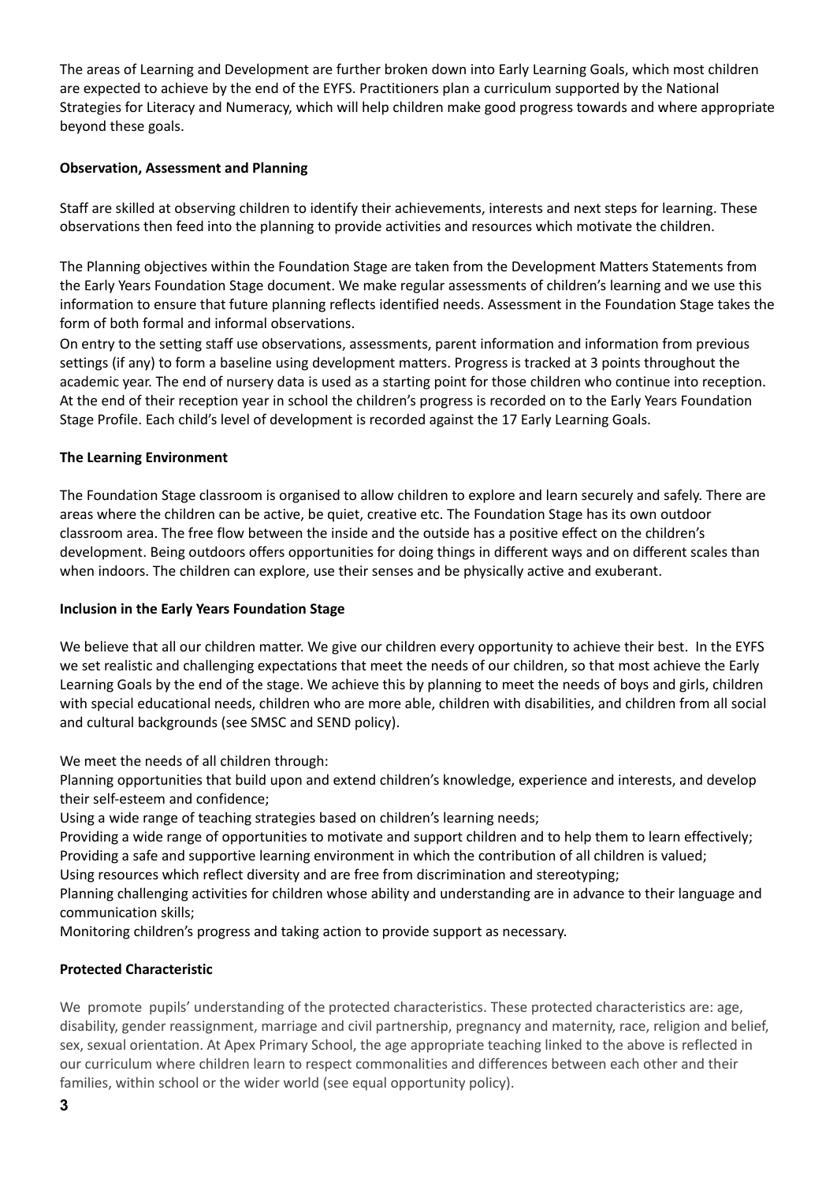The areas of Learning and Development are further broken down into Early Learning Goals, which most children are expected to achieve by the end of the EYFS. Practitioners plan a curriculum supported by the National Strategies for Literacy and Numeracy, which will help children make good progress towards and where appropriate beyond these goals.

**Observation, Assessment and Planning**

Staff are skilled at observing children to identify their achievements, interests and next steps for learning. These observations then feed into the planning to provide activities and resources which motivate the children.

The Planning objectives within the Foundation Stage are taken from the Development Matters Statements from the Early Years Foundation Stage document. We make regular assessments of children's learning and we use this information to ensure that future planning reflects identified needs. Assessment in the Foundation Stage takes the form of both formal and informal observations.

On entry to the setting staff use observations, assessments, parent information and information from previous settings (if any) to form a baseline using development matters. Progress is tracked at 3 points throughout the academic year. The end of nursery data is used as a starting point for those children who continue into reception. At the end of their reception year in school the children's progress is recorded on to the Early Years Foundation Stage Profile. Each child's level of development is recorded against the 17 Early Learning Goals.

**The Learning Environment**

The Foundation Stage classroom is organised to allow children to explore and learn securely and safely. There are areas where the children can be active, be quiet, creative etc. The Foundation Stage has its own outdoor classroom area. The free flow between the inside and the outside has a positive effect on the children's development. Being outdoors offers opportunities for doing things in different ways and on different scales than when indoors. The children can explore, use their senses and be physically active and exuberant.

**Inclusion in the Early Years Foundation Stage**

We believe that all our children matter. We give our children every opportunity to achieve their best. In the EYFS we set realistic and challenging expectations that meet the needs of our children, so that most achieve the Early Learning Goals by the end of the stage. We achieve this by planning to meet the needs of boys and girls, children with special educational needs, children who are more able, children with disabilities, and children from all social and cultural backgrounds (see SMSC and SEND policy).

We meet the needs of all children through:

Planning opportunities that build upon and extend children's knowledge, experience and interests, and develop their self-esteem and confidence;

Using a wide range of teaching strategies based on children's learning needs;

Providing a wide range of opportunities to motivate and support children and to help them to learn effectively;

Providing a safe and supportive learning environment in which the contribution of all children is valued;

Using resources which reflect diversity and are free from discrimination and stereotyping;

Planning challenging activities for children whose ability and understanding are in advance to their language and communication skills;

Monitoring children's progress and taking action to provide support as necessary.

**Protected Characteristic**

We promote pupils' understanding of the protected characteristics. These protected characteristics are: age, disability, gender reassignment, marriage and civil partnership, pregnancy and maternity, race, religion and belief, sex, sexual orientation. At Apex Primary School, the age appropriate teaching linked to the above is reflected in our curriculum where children learn to respect commonalities and differences between each other and their families, within school or the wider world (see equal opportunity policy).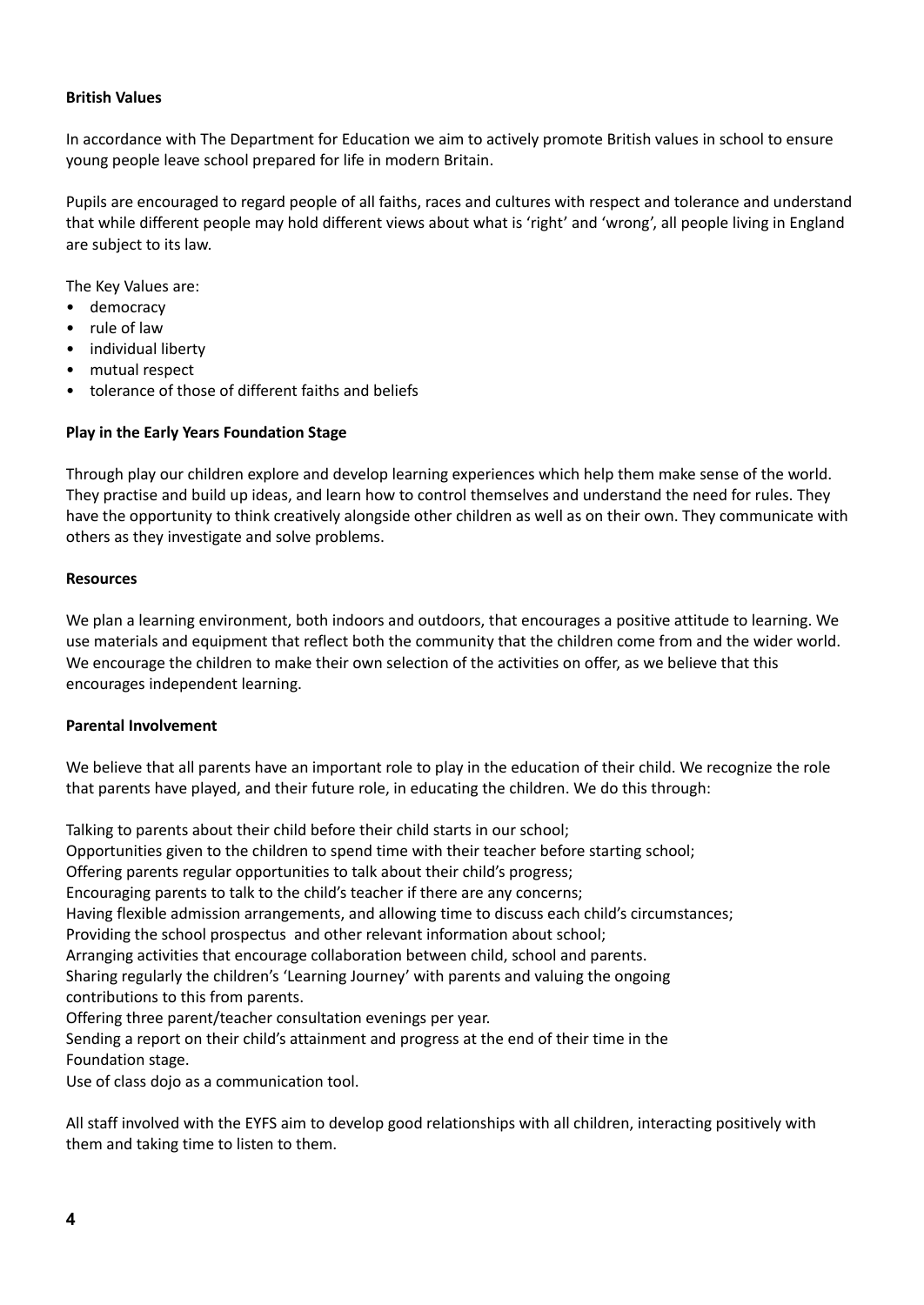**British Values**

In accordance with The Department for Education we aim to actively promote British values in school to ensure young people leave school prepared for life in modern Britain.

Pupils are encouraged to regard people of all faiths, races and cultures with respect and tolerance and understand that while different people may hold different views about what is 'right' and 'wrong', all people living in England are subject to its law.

The Key Values are:

- democracy
- rule of law
- individual liberty
- mutual respect
- tolerance of those of different faiths and beliefs

**Play in the Early Years Foundation Stage**

Through play our children explore and develop learning experiences which help them make sense of the world. They practise and build up ideas, and learn how to control themselves and understand the need for rules. They have the opportunity to think creatively alongside other children as well as on their own. They communicate with others as they investigate and solve problems.

**Resources**

We plan a learning environment, both indoors and outdoors, that encourages a positive attitude to learning. We use materials and equipment that reflect both the community that the children come from and the wider world. We encourage the children to make their own selection of the activities on offer, as we believe that this encourages independent learning.

**Parental Involvement**

We believe that all parents have an important role to play in the education of their child. We recognize the role that parents have played, and their future role, in educating the children. We do this through:

Talking to parents about their child before their child starts in our school;
Opportunities given to the children to spend time with their teacher before starting school;
Offering parents regular opportunities to talk about their child's progress;
Encouraging parents to talk to the child's teacher if there are any concerns;
Having flexible admission arrangements, and allowing time to discuss each child's circumstances;
Providing the school prospectus and other relevant information about school;
Arranging activities that encourage collaboration between child, school and parents.
Sharing regularly the children's 'Learning Journey' with parents and valuing the ongoing contributions to this from parents.
Offering three parent/teacher consultation evenings per year.
Sending a report on their child's attainment and progress at the end of their time in the Foundation stage.
Use of class dojo as a communication tool.

All staff involved with the EYFS aim to develop good relationships with all children, interacting positively with them and taking time to listen to them.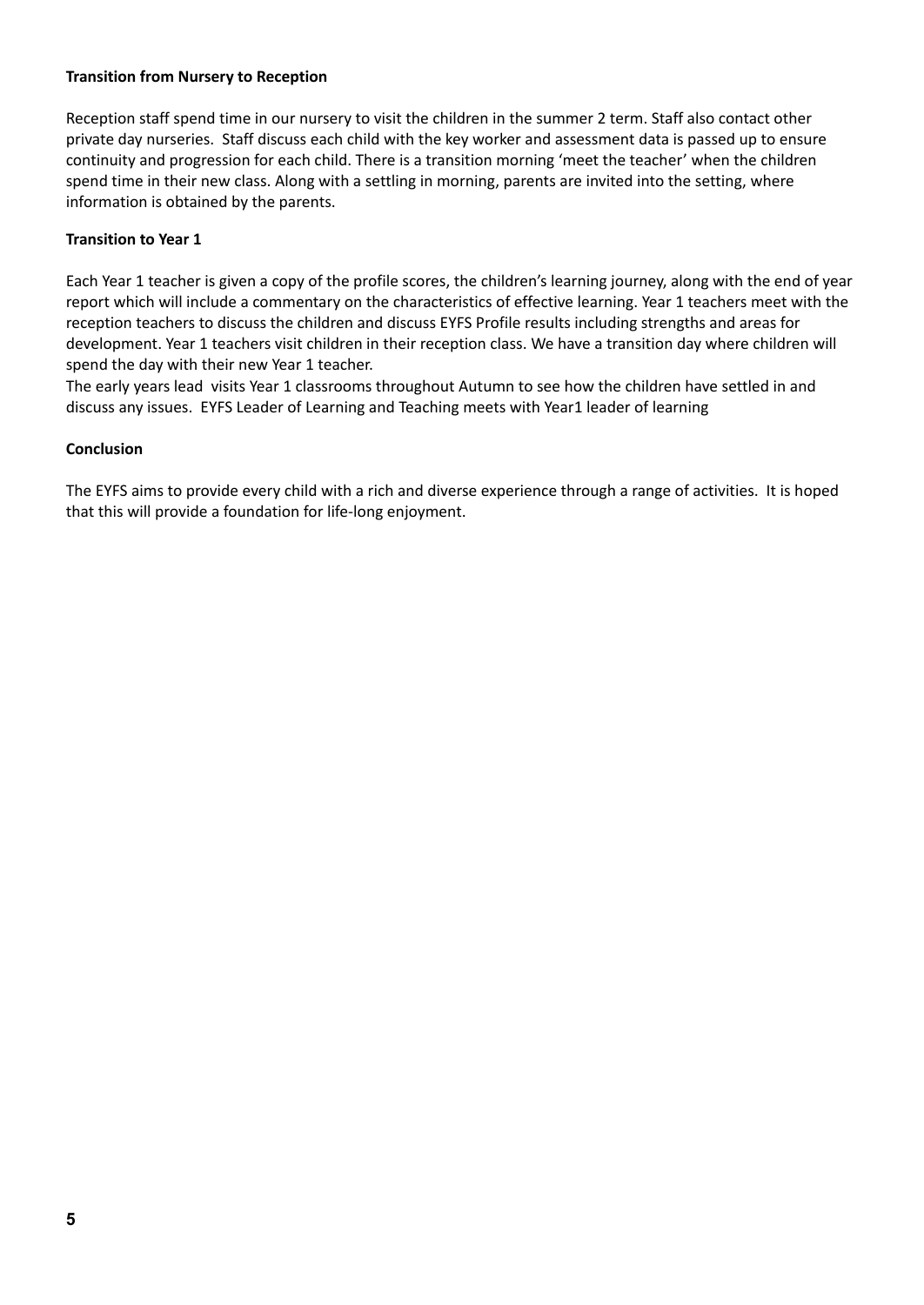**Transition from Nursery to Reception**

Reception staff spend time in our nursery to visit the children in the summer 2 term. Staff also contact other private day nurseries. Staff discuss each child with the key worker and assessment data is passed up to ensure continuity and progression for each child. There is a transition morning 'meet the teacher' when the children spend time in their new class. Along with a settling in morning, parents are invited into the setting, where information is obtained by the parents.

**Transition to Year 1**

Each Year 1 teacher is given a copy of the profile scores, the children's learning journey, along with the end of year report which will include a commentary on the characteristics of effective learning. Year 1 teachers meet with the reception teachers to discuss the children and discuss EYFS Profile results including strengths and areas for development. Year 1 teachers visit children in their reception class. We have a transition day where children will spend the day with their new Year 1 teacher.

The early years lead visits Year 1 classrooms throughout Autumn to see how the children have settled in and discuss any issues. EYFS Leader of Learning and Teaching meets with Year1 leader of learning

**Conclusion**

The EYFS aims to provide every child with a rich and diverse experience through a range of activities. It is hoped that this will provide a foundation for life-long enjoyment.